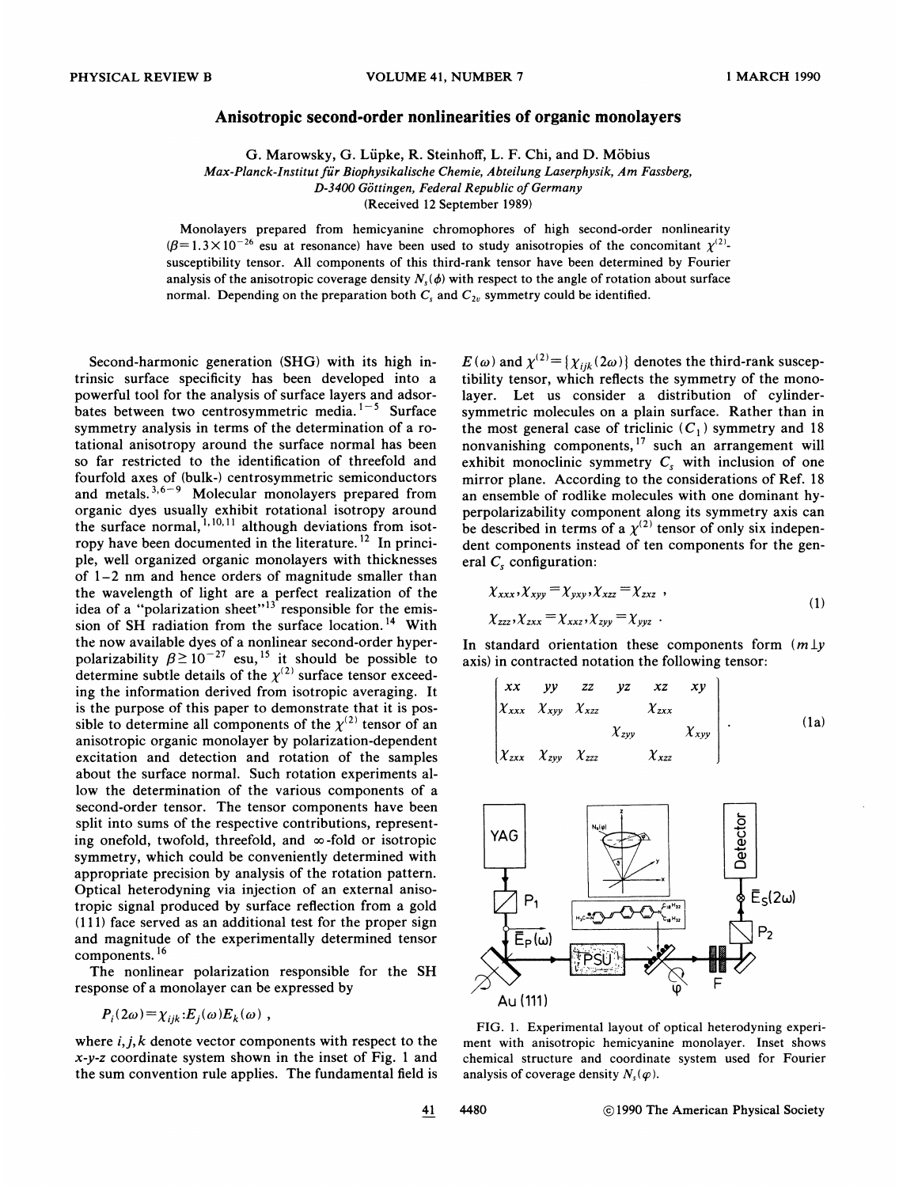# Anisotropic second-order nonlinearities of organic monolayers

G. Marowsky, G. Lüpke, R. Steinhoff, L. F. Chi, and D. Möbius

*Max-Planck-Institut für Biophysikalische Chemie, Abteilung Laserphysik, Am Fassberg, D-3400 Göttingen, Federal Republic of Germany*

(Received 12 September 1989)

Monolayers prepared from hemicyanine chromophores of high second-order nonlinearity ($\beta = 1.3 \times 10^{-26}$ esu at resonance) have been used to study anisotropies of the concomitant $\chi^{(2)}$-susceptibility tensor. All components of this third-rank tensor have been determined by Fourier analysis of the anisotropic coverage density $N_s(\phi)$ with respect to the angle of rotation about surface normal. Depending on the preparation both $C_s$ and $C_{2v}$ symmetry could be identified.

Second-harmonic generation (SHG) with its high intrinsic surface specificity has been developed into a powerful tool for the analysis of surface layers and adsorbates between two centrosymmetric media.[1-5] Surface symmetry analysis in terms of the determination of a rotational anisotropy around the surface normal has been so far restricted to the identification of threefold and fourfold axes of (bulk-) centrosymmetric semiconductors and metals.[3,6-9] Molecular monolayers prepared from organic dyes usually exhibit rotational isotropy around the surface normal,[1,10,11] although deviations from isotropy have been documented in the literature.[12] In principle, well organized organic monolayers with thicknesses of 1–2 nm and hence orders of magnitude smaller than the wavelength of light are a perfect realization of the idea of a "polarization sheet"[13] responsible for the emission of SH radiation from the surface location.[14] With the now available dyes of a nonlinear second-order hyperpolarizability $\beta \geq 10^{-27}$ esu,[15] it should be possible to determine subtle details of the $\chi^{(2)}$ surface tensor exceeding the information derived from isotropic averaging. It is the purpose of this paper to demonstrate that it is possible to determine all components of the $\chi^{(2)}$ tensor of an anisotropic organic monolayer by polarization-dependent excitation and detection and rotation of the samples about the surface normal. Such rotation experiments allow the determination of the various components of a second-order tensor. The tensor components have been split into sums of the respective contributions, representing onefold, twofold, threefold, and $\infty$-fold or isotropic symmetry, which could be conveniently determined with appropriate precision by analysis of the rotation pattern. Optical heterodyning via injection of an external anisotropic signal produced by surface reflection from a gold (111) face served as an additional test for the proper sign and magnitude of the experimentally determined tensor components.[16]

The nonlinear polarization responsible for the SH response of a monolayer can be expressed by

$$P_i(2\omega) = \chi_{ijk} : E_j(\omega) E_k(\omega) ,$$

where $i,j,k$ denote vector components with respect to the $x$-$y$-$z$ coordinate system shown in the inset of Fig. 1 and the sum convention rule applies. The fundamental field is $E(\omega)$ and $\chi^{(2)} = \{\chi_{ijk}(2\omega)\}$ denotes the third-rank susceptibility tensor, which reflects the symmetry of the monolayer. Let us consider a distribution of cylinder-symmetric molecules on a plain surface. Rather than in the most general case of triclinic ($C_1$) symmetry and 18 nonvanishing components,[17] such an arrangement will exhibit monoclinic symmetry $C_s$ with inclusion of one mirror plane. According to the considerations of Ref. 18 an ensemble of rodlike molecules with one dominant hyperpolarizability component along its symmetry axis can be described in terms of a $\chi^{(2)}$ tensor of only six independent components instead of ten components for the general $C_s$ configuration:

$$\begin{aligned} &\chi_{xxx}, \chi_{xyy} = \chi_{yxy}, \chi_{xzz} = \chi_{zxz} , \\ &\chi_{zzz}, \chi_{zxx} = \chi_{xxz}, \chi_{zyy} = \chi_{yyz} . \end{aligned} \tag{1}$$

In standard orientation these components form ($m \perp y$ axis) in contracted notation the following tensor:

$$\begin{pmatrix} xx & yy & zz & yz & xz & xy \\ \chi_{xxx} & \chi_{xyy} & \chi_{xzz} & & \chi_{zxx} & \\ & & & \chi_{zyy} & & \chi_{xyy} \\ \chi_{zxx} & \chi_{zyy} & \chi_{zzz} & & \chi_{xzz} & \end{pmatrix} . \tag{1a}$$

FIG. 1. Experimental layout of optical heterodyning experiment with anisotropic hemicyanine monolayer. Inset shows chemical structure and coordinate system used for Fourier analysis of coverage density $N_s(\varphi)$.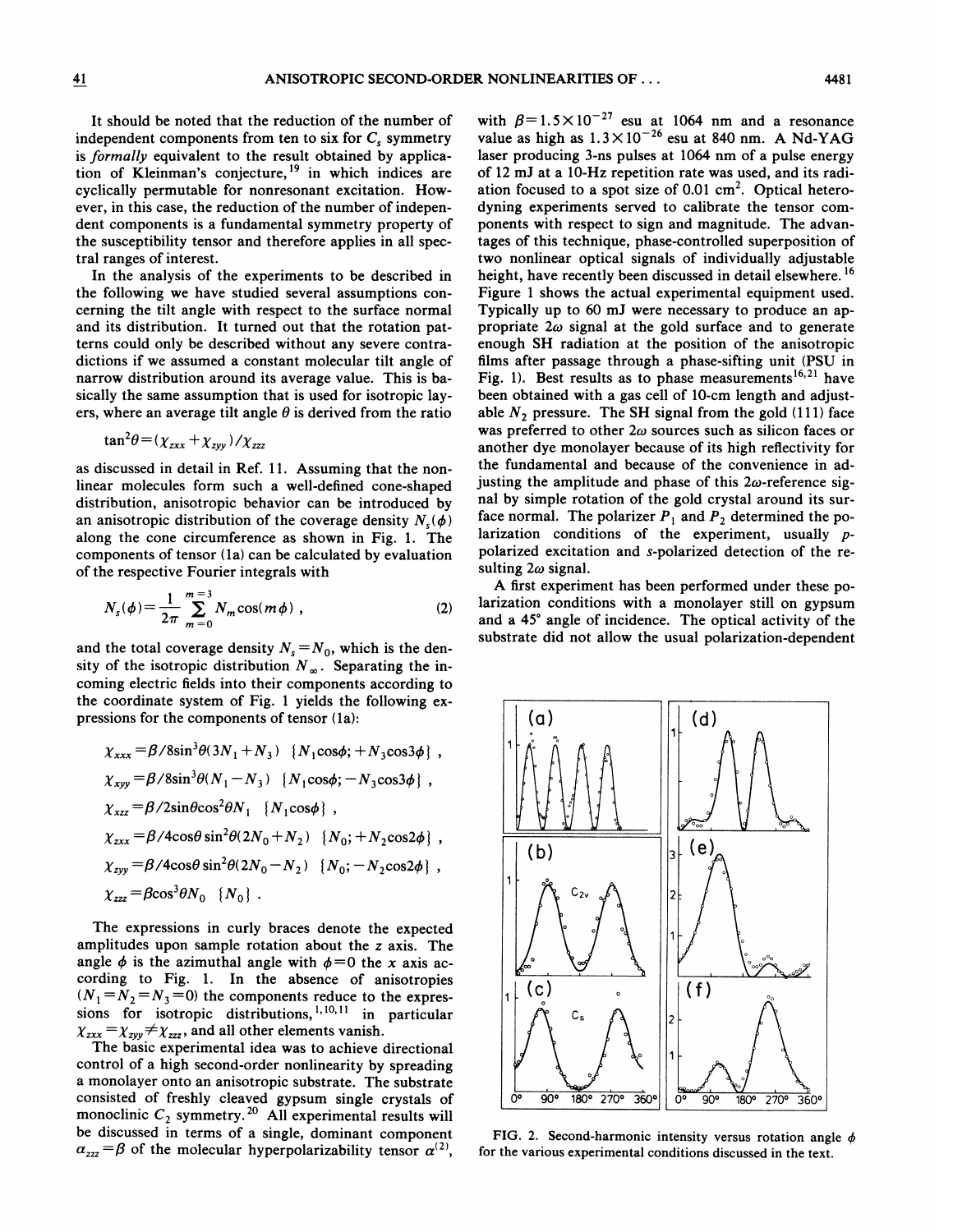It should be noted that the reduction of the number of independent components from ten to six for $C_s$ symmetry is *formally* equivalent to the result obtained by application of Kleinman's conjecture,[19] in which indices are cyclically permutable for nonresonant excitation. However, in this case, the reduction of the number of independent components is a fundamental symmetry property of the susceptibility tensor and therefore applies in all spectral ranges of interest.

In the analysis of the experiments to be described in the following we have studied several assumptions concerning the tilt angle with respect to the surface normal and its distribution. It turned out that the rotation patterns could only be described without any severe contradictions if we assumed a constant molecular tilt angle of narrow distribution around its average value. This is basically the same assumption that is used for isotropic layers, where an average tilt angle $\theta$ is derived from the ratio

$$\tan^2\theta = (\chi_{zxx} + \chi_{zyy})/\chi_{zzz}$$

as discussed in detail in Ref. 11. Assuming that the nonlinear molecules form such a well-defined cone-shaped distribution, anisotropic behavior can be introduced by an anisotropic distribution of the coverage density $N_s(\phi)$ along the cone circumference as shown in Fig. 1. The components of tensor (1a) can be calculated by evaluation of the respective Fourier integrals with

$$N_s(\phi) = \frac{1}{2\pi} \sum_{m=0}^{m=3} N_m \cos(m\phi) \; , \qquad (2)$$

and the total coverage density $N_s = N_0$, which is the density of the isotropic distribution $N_\infty$. Separating the incoming electric fields into their components according to the coordinate system of Fig. 1 yields the following expressions for the components of tensor (1a):

$$\chi_{xxx} = \beta/8 \sin^3\theta (3N_1 + N_3) \;\; \{N_1 \cos\phi; +N_3 \cos 3\phi\} \; ,$$

$$\chi_{xyy} = \beta/8 \sin^3\theta (N_1 - N_3) \;\; \{N_1 \cos\phi; -N_3 \cos 3\phi\} \; ,$$

$$\chi_{xzz} = \beta/2 \sin\theta \cos^2\theta N_1 \;\; \{N_1 \cos\phi\} \; ,$$

$$\chi_{zxx} = \beta/4 \cos\theta \sin^2\theta (2N_0 + N_2) \;\; \{N_0; +N_2 \cos 2\phi\} \; ,$$

$$\chi_{zyy} = \beta/4 \cos\theta \sin^2\theta (2N_0 - N_2) \;\; \{N_0; -N_2 \cos 2\phi\} \; ,$$

$$\chi_{zzz} = \beta \cos^3\theta N_0 \;\; \{N_0\} \; .$$

The expressions in curly braces denote the expected amplitudes upon sample rotation about the $z$ axis. The angle $\phi$ is the azimuthal angle with $\phi = 0$ the $x$ axis according to Fig. 1. In the absence of anisotropies ($N_1 = N_2 = N_3 = 0$) the components reduce to the expressions for isotropic distributions,[1,10,11] in particular $\chi_{zxx} = \chi_{zyy} \neq \chi_{zzz}$, and all other elements vanish.

The basic experimental idea was to achieve directional control of a high second-order nonlinearity by spreading a monolayer onto an anisotropic substrate. The substrate consisted of freshly cleaved gypsum single crystals of monoclinic $C_2$ symmetry.[20] All experimental results will be discussed in terms of a single, dominant component $\alpha_{zzz} = \beta$ of the molecular hyperpolarizability tensor $\alpha^{(2)}$, with $\beta = 1.5 \times 10^{-27}$ esu at 1064 nm and a resonance value as high as $1.3 \times 10^{-26}$ esu at 840 nm. A Nd-YAG laser producing 3-ns pulses at 1064 nm of a pulse energy of 12 mJ at a 10-Hz repetition rate was used, and its radiation focused to a spot size of 0.01 $\text{cm}^2$. Optical heterodyning experiments served to calibrate the tensor components with respect to sign and magnitude. The advantages of this technique, phase-controlled superposition of two nonlinear optical signals of individually adjustable height, have recently been discussed in detail elsewhere.[16] Figure 1 shows the actual experimental equipment used. Typically up to 60 mJ were necessary to produce an appropriate $2\omega$ signal at the gold surface and to generate enough SH radiation at the position of the anisotropic films after passage through a phase-sifting unit (PSU in Fig. 1). Best results as to phase measurements[16,21] have been obtained with a gas cell of 10-cm length and adjustable $N_2$ pressure. The SH signal from the gold (111) face was preferred to other $2\omega$ sources such as silicon faces or another dye monolayer because of its high reflectivity for the fundamental and because of the convenience in adjusting the amplitude and phase of this $2\omega$-reference signal by simple rotation of the gold crystal around its surface normal. The polarizer $P_1$ and $P_2$ determined the polarization conditions of the experiment, usually $p$-polarized excitation and $s$-polarized detection of the resulting $2\omega$ signal.

A first experiment has been performed under these polarization conditions with a monolayer still on gypsum and a 45° angle of incidence. The optical activity of the substrate did not allow the usual polarization-dependent

FIG. 2. Second-harmonic intensity versus rotation angle $\phi$ for the various experimental conditions discussed in the text.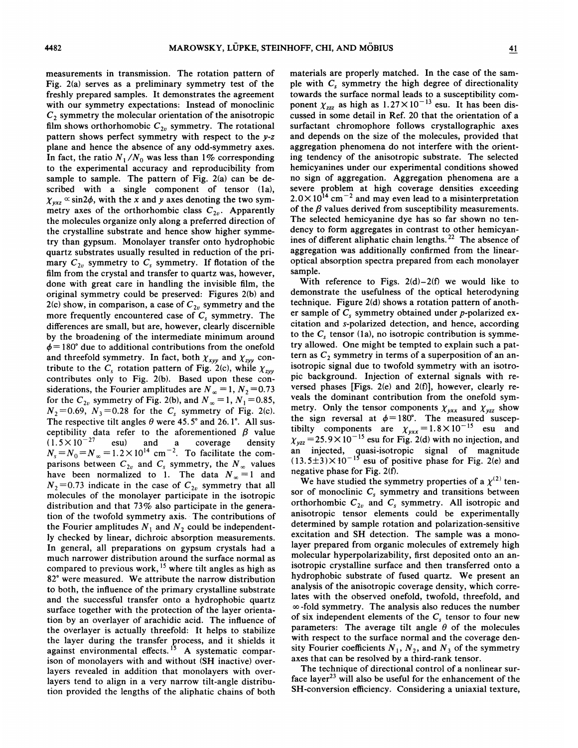measurements in transmission. The rotation pattern of Fig. 2(a) serves as a preliminary symmetry test of the freshly prepared samples. It demonstrates the agreement with our symmetry expectations: Instead of monoclinic $C_2$ symmetry the molecular orientation of the anisotropic film shows orthorhombic $C_{2v}$ symmetry. The rotational pattern shows perfect symmetry with respect to the $y$-$z$ plane and hence the absence of any odd-symmetry axes. In fact, the ratio $N_1/N_0$ was less than 1% corresponding to the experimental accuracy and reproducibility from sample to sample. The pattern of Fig. 2(a) can be described with a single component of tensor (1a), $\chi_{yxz} \propto \sin 2\phi$, with the $x$ and $y$ axes denoting the two symmetry axes of the orthorhombic class $C_{2v}$. Apparently the molecules organize only along a preferred direction of the crystalline substrate and hence show higher symmetry than gypsum. Monolayer transfer onto hydrophobic quartz substrates usually resulted in reduction of the primary $C_{2v}$ symmetry to $C_s$ symmetry. If flotation of the film from the crystal and transfer to quartz was, however, done with great care in handling the invisible film, the original symmetry could be preserved: Figures 2(b) and 2(c) show, in comparison, a case of $C_{2v}$ symmetry and the more frequently encountered case of $C_s$ symmetry. The differences are small, but are, however, clearly discernible by the broadening of the intermediate minimum around $\phi = 180°$ due to additional contributions from the onefold and threefold symmetry. In fact, both $\chi_{xyy}$ and $\chi_{zyy}$ contribute to the $C_s$ rotation pattern of Fig. 2(c), while $\chi_{zyy}$ contributes only to Fig. 2(b). Based upon these considerations, the Fourier amplitudes are $N_\infty = 1$, $N_2 = 0.73$ for the $C_{2v}$ symmetry of Fig. 2(b), and $N_\infty = 1$, $N_1 = 0.85$, $N_2 = 0.69$, $N_3 = 0.28$ for the $C_s$ symmetry of Fig. 2(c). The respective tilt angles $\theta$ were 45.5° and 26.1°. All susceptibility data refer to the aforementioned $\beta$ value ($1.5 \times 10^{-27}$ esu) and a coverage density $N_s = N_0 = N_\infty = 1.2 \times 10^{14}$ cm$^{-2}$. To facilitate the comparisons between $C_{2v}$ and $C_s$ symmetry, the $N_\infty$ values have been normalized to 1. The data $N_\infty = 1$ and $N_2 = 0.73$ indicate in the case of $C_{2v}$ symmetry that all molecules of the monolayer participate in the isotropic distribution and that 73% also participate in the generation of the twofold symmetry axis. The contributions of the Fourier amplitudes $N_1$ and $N_2$ could be independently checked by linear, dichroic absorption measurements. In general, all preparations on gypsum crystals had a much narrower distribution around the surface normal as compared to previous work,[15] where tilt angles as high as 82° were measured. We attribute the narrow distribution to both, the influence of the primary crystalline substrate and the successful transfer onto a hydrophobic quartz surface together with the protection of the layer orientation by an overlayer of arachidic acid. The influence of the overlayer is actually threefold: It helps to stabilize the layer during the transfer process, and it shields it against environmental effects.[15] A systematic comparison of monolayers with and without (SH inactive) overlayers revealed in addition that monolayers with overlayers tend to align in a very narrow tilt-angle distribution provided the lengths of the aliphatic chains of both materials are properly matched. In the case of the sample with $C_s$ symmetry the high degree of directionality towards the surface normal leads to a susceptibility component $\chi_{zzz}$ as high as $1.27 \times 10^{-13}$ esu. It has been discussed in some detail in Ref. 20 that the orientation of a surfactant chromophore follows crystallographic axes and depends on the size of the molecules, provided that aggregation phenomena do not interfere with the orienting tendency of the anisotropic substrate. The selected hemicyanines under our experimental conditions showed no sign of aggregation. Aggregation phenomena are a severe problem at high coverage densities exceeding $2.0 \times 10^{14}$ cm$^{-2}$ and may even lead to a misinterpretation of the $\beta$ values derived from susceptibility measurements. The selected hemicyanine dye has so far shown no tendency to form aggregates in contrast to other hemicyanines of different aliphatic chain lengths.[22] The absence of aggregation was additionally confirmed from the linear-optical absorption spectra prepared from each monolayer sample.

With reference to Figs. 2(d)–2(f) we would like to demonstrate the usefulness of the optical heterodyning technique. Figure 2(d) shows a rotation pattern of another sample of $C_s$ symmetry obtained under $p$-polarized excitation and $s$-polarized detection, and hence, according to the $C_s$ tensor (1a), no isotropic contribution is symmetry allowed. One might be tempted to explain such a pattern as $C_2$ symmetry in terms of a superposition of an anisotropic signal due to twofold symmetry with an isotropic background. Injection of external signals with reversed phases [Figs. 2(e) and 2(f)], however, clearly reveals the dominant contribution from the onefold symmetry. Only the tensor components $\chi_{yxx}$ and $\chi_{yzz}$ show the sign reversal at $\phi = 180°$. The measured susceptibilty components are $\chi_{yxx} = 1.8 \times 10^{-15}$ esu and $\chi_{yzz} = 25.9 \times 10^{-15}$ esu for Fig. 2(d) with no injection, and an injected, quasi-isotropic signal of magnitude $(13.5 \pm 3) \times 10^{-15}$ esu of positive phase for Fig. 2(e) and negative phase for Fig. 2(f).

We have studied the symmetry properties of a $\chi^{(2)}$ tensor of monoclinic $C_s$ symmetry and transitions between orthorhombic $C_{2v}$ and $C_s$ symmetry. All isotropic and anisotropic tensor elements could be experimentally determined by sample rotation and polarization-sensitive excitation and SH detection. The sample was a monolayer prepared from organic molecules of extremely high molecular hyperpolarizability, first deposited onto an anisotropic crystalline surface and then transferred onto a hydrophobic substrate of fused quartz. We present an analysis of the anisotropic coverage density, which correlates with the observed onefold, twofold, threefold, and $\infty$-fold symmetry. The analysis also reduces the number of six independent elements of the $C_s$ tensor to four new parameters: The average tilt angle $\theta$ of the molecules with respect to the surface normal and the coverage density Fourier coefficients $N_1$, $N_2$, and $N_3$ of the symmetry axes that can be resolved by a third-rank tensor.

The technique of directional control of a nonlinear surface layer[23] will also be useful for the enhancement of the SH-conversion efficiency. Considering a uniaxial texture,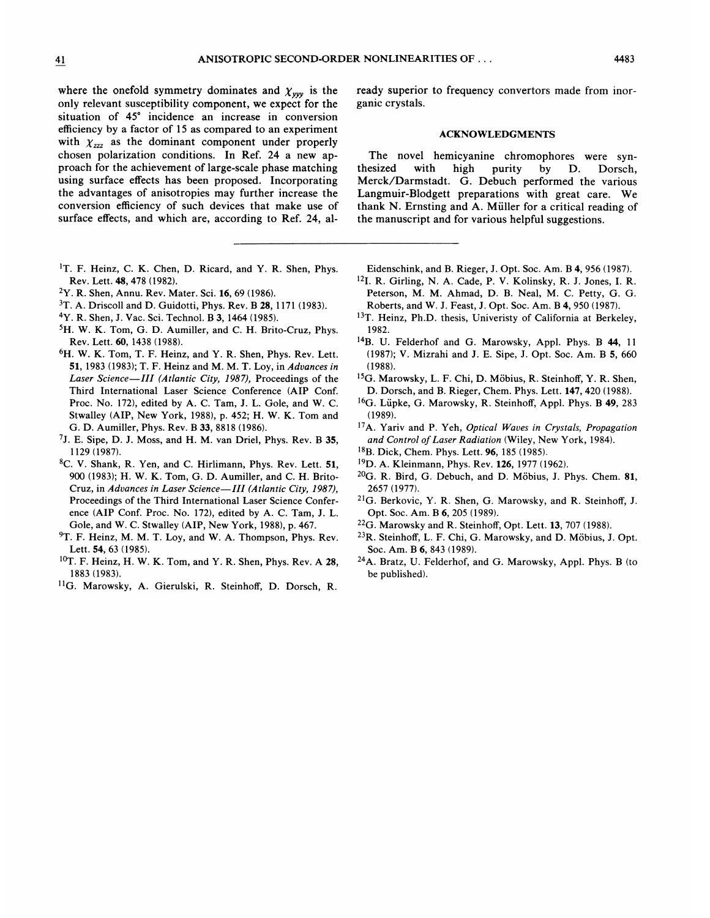where the onefold symmetry dominates and $\chi_{yyy}$ is the only relevant susceptibility component, we expect for the situation of 45° incidence an increase in conversion efficiency by a factor of 15 as compared to an experiment with $\chi_{zzz}$ as the dominant component under properly chosen polarization conditions. In Ref. 24 a new approach for the achievement of large-scale phase matching using surface effects has been proposed. Incorporating the advantages of anisotropies may further increase the conversion efficiency of such devices that make use of surface effects, and which are, according to Ref. 24, already superior to frequency convertors made from inorganic crystals.

## ACKNOWLEDGMENTS

The novel hemicyanine chromophores were synthesized with high purity by D. Dorsch, Merck/Darmstadt. G. Debuch performed the various Langmuir-Blodgett preparations with great care. We thank N. Ernsting and A. Müller for a critical reading of the manuscript and for various helpful suggestions.

---

[1] T. F. Heinz, C. K. Chen, D. Ricard, and Y. R. Shen, Phys. Rev. Lett. **48**, 478 (1982).

[2] Y. R. Shen, Annu. Rev. Mater. Sci. **16**, 69 (1986).

[3] T. A. Driscoll and D. Guidotti, Phys. Rev. B **28**, 1171 (1983).

[4] Y. R. Shen, J. Vac. Sci. Technol. B **3**, 1464 (1985).

[5] H. W. K. Tom, G. D. Aumiller, and C. H. Brito-Cruz, Phys. Rev. Lett. **60**, 1438 (1988).

[6] H. W. K. Tom, T. F. Heinz, and Y. R. Shen, Phys. Rev. Lett. **51**, 1983 (1983); T. F. Heinz and M. M. T. Loy, in *Advances in Laser Science—III (Atlantic City, 1987),* Proceedings of the Third International Laser Science Conference (AIP Conf. Proc. No. 172), edited by A. C. Tam, J. L. Gole, and W. C. Stwalley (AIP, New York, 1988), p. 452; H. W. K. Tom and G. D. Aumiller, Phys. Rev. B **33**, 8818 (1986).

[7] J. E. Sipe, D. J. Moss, and H. M. van Driel, Phys. Rev. B **35**, 1129 (1987).

[8] C. V. Shank, R. Yen, and C. Hirlimann, Phys. Rev. Lett. **51**, 900 (1983); H. W. K. Tom, G. D. Aumiller, and C. H. Brito-Cruz, in *Advances in Laser Science—III (Atlantic City, 1987),* Proceedings of the Third International Laser Science Conference (AIP Conf. Proc. No. 172), edited by A. C. Tam, J. L. Gole, and W. C. Stwalley (AIP, New York, 1988), p. 467.

[9] T. F. Heinz, M. M. T. Loy, and W. A. Thompson, Phys. Rev. Lett. **54**, 63 (1985).

[10] T. F. Heinz, H. W. K. Tom, and Y. R. Shen, Phys. Rev. A **28**, 1883 (1983).

[11] G. Marowsky, A. Gierulski, R. Steinhoff, D. Dorsch, R. Eidenschink, and B. Rieger, J. Opt. Soc. Am. B **4**, 956 (1987).

[12] I. R. Girling, N. A. Cade, P. V. Kolinsky, R. J. Jones, I. R. Peterson, M. M. Ahmad, D. B. Neal, M. C. Petty, G. G. Roberts, and W. J. Feast, J. Opt. Soc. Am. B **4**, 950 (1987).

[13] T. Heinz, Ph.D. thesis, Univeristy of California at Berkeley, 1982.

[14] B. U. Felderhof and G. Marowsky, Appl. Phys. B **44**, 11 (1987); V. Mizrahi and J. E. Sipe, J. Opt. Soc. Am. B **5**, 660 (1988).

[15] G. Marowsky, L. F. Chi, D. Möbius, R. Steinhoff, Y. R. Shen, D. Dorsch, and B. Rieger, Chem. Phys. Lett. **147**, 420 (1988).

[16] G. Lüpke, G. Marowsky, R. Steinhoff, Appl. Phys. B **49**, 283 (1989).

[17] A. Yariv and P. Yeh, *Optical Waves in Crystals, Propagation and Control of Laser Radiation* (Wiley, New York, 1984).

[18] B. Dick, Chem. Phys. Lett. **96**, 185 (1985).

[19] D. A. Kleinmann, Phys. Rev. **126**, 1977 (1962).

[20] G. R. Bird, G. Debuch, and D. Möbius, J. Phys. Chem. **81**, 2657 (1977).

[21] G. Berkovic, Y. R. Shen, G. Marowsky, and R. Steinhoff, J. Opt. Soc. Am. B **6**, 205 (1989).

[22] G. Marowsky and R. Steinhoff, Opt. Lett. **13**, 707 (1988).

[23] R. Steinhoff, L. F. Chi, G. Marowsky, and D. Möbius, J. Opt. Soc. Am. B **6**, 843 (1989).

[24] A. Bratz, U. Felderhof, and G. Marowsky, Appl. Phys. B (to be published).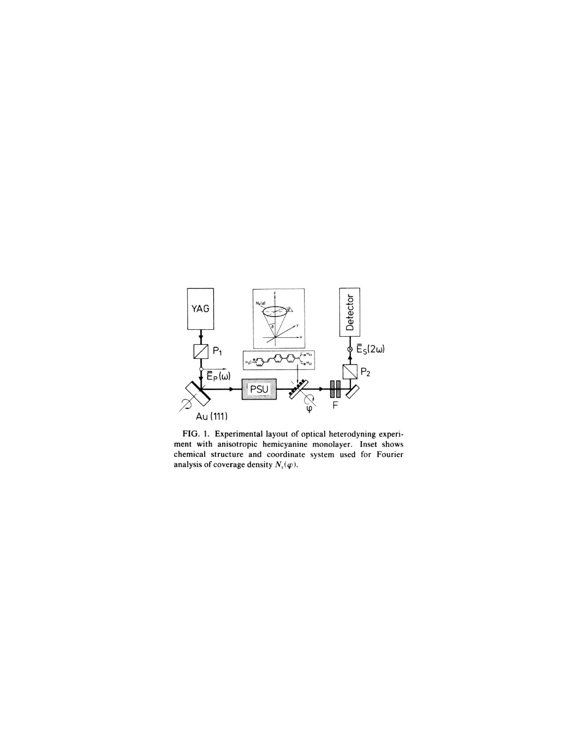YAG

$P_1$

$\bar{E}_P(\omega)$

Au (111)

PSU

$\varphi$

F

$P_2$

$\bar{E}_S(2\omega)$

Detector

$N_s(\varphi)$

FIG. 1. Experimental layout of optical heterodyning experiment with anisotropic hemicyanine monolayer. Inset shows chemical structure and coordinate system used for Fourier analysis of coverage density $N_s(\varphi)$.